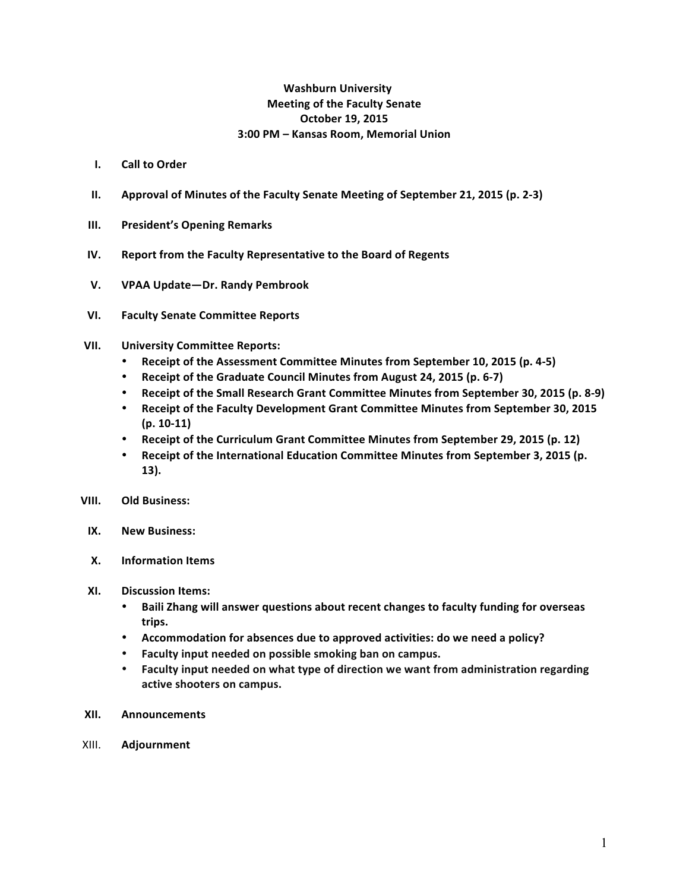**Washburn University**
**Meeting of the Faculty Senate**
**October 19, 2015**
**3:00 PM – Kansas Room, Memorial Union**

I. **Call to Order**

II. **Approval of Minutes of the Faculty Senate Meeting of September 21, 2015 (p. 2-3)**

III. **President's Opening Remarks**

IV. **Report from the Faculty Representative to the Board of Regents**

V. **VPAA Update—Dr. Randy Pembrook**

VI. **Faculty Senate Committee Reports**

VII. **University Committee Reports:**
   - **Receipt of the Assessment Committee Minutes from September 10, 2015 (p. 4-5)**
   - **Receipt of the Graduate Council Minutes from August 24, 2015 (p. 6-7)**
   - **Receipt of the Small Research Grant Committee Minutes from September 30, 2015 (p. 8-9)**
   - **Receipt of the Faculty Development Grant Committee Minutes from September 30, 2015 (p. 10-11)**
   - **Receipt of the Curriculum Grant Committee Minutes from September 29, 2015 (p. 12)**
   - **Receipt of the International Education Committee Minutes from September 3, 2015 (p. 13).**

VIII. **Old Business:**

IX. **New Business:**

X. **Information Items**

XI. **Discussion Items:**
   - **Baili Zhang will answer questions about recent changes to faculty funding for overseas trips.**
   - **Accommodation for absences due to approved activities: do we need a policy?**
   - **Faculty input needed on possible smoking ban on campus.**
   - **Faculty input needed on what type of direction we want from administration regarding active shooters on campus.**

XII. **Announcements**

XIII. **Adjournment**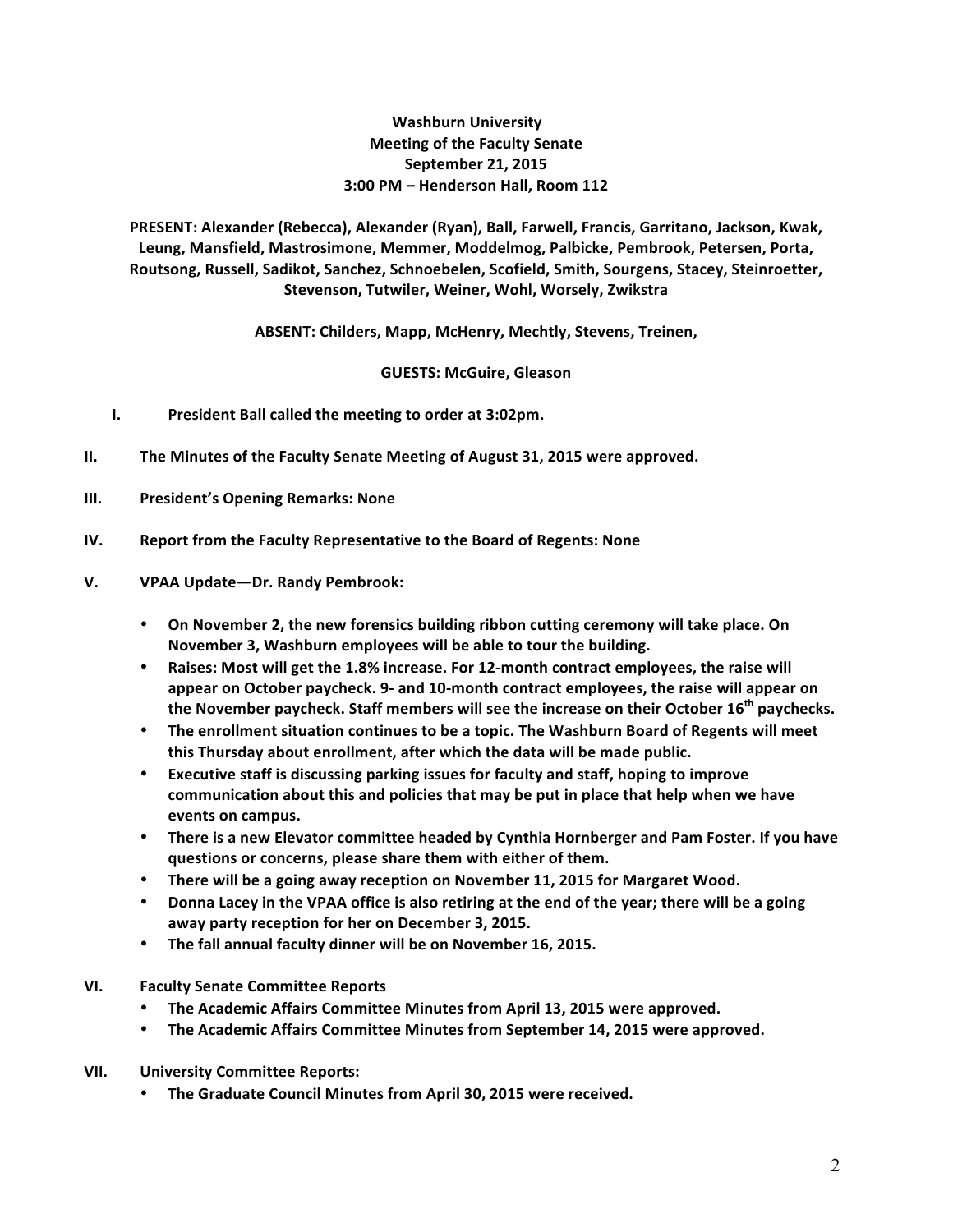**Washburn University**
**Meeting of the Faculty Senate**
**September 21, 2015**
**3:00 PM – Henderson Hall, Room 112**

**PRESENT: Alexander (Rebecca), Alexander (Ryan), Ball, Farwell, Francis, Garritano, Jackson, Kwak, Leung, Mansfield, Mastrosimone, Memmer, Moddelmog, Palbicke, Pembrook, Petersen, Porta, Routsong, Russell, Sadikot, Sanchez, Schnoebelen, Scofield, Smith, Sourgens, Stacey, Steinroetter, Stevenson, Tutwiler, Weiner, Wohl, Worsely, Zwikstra**

**ABSENT: Childers, Mapp, McHenry, Mechtly, Stevens, Treinen,**

**GUESTS: McGuire, Gleason**

**I. President Ball called the meeting to order at 3:02pm.**

**II. The Minutes of the Faculty Senate Meeting of August 31, 2015 were approved.**

**III. President's Opening Remarks: None**

**IV. Report from the Faculty Representative to the Board of Regents: None**

**V. VPAA Update—Dr. Randy Pembrook:**

- **On November 2, the new forensics building ribbon cutting ceremony will take place. On November 3, Washburn employees will be able to tour the building.**
- **Raises: Most will get the 1.8% increase. For 12-month contract employees, the raise will appear on October paycheck. 9- and 10-month contract employees, the raise will appear on the November paycheck. Staff members will see the increase on their October 16th paychecks.**
- **The enrollment situation continues to be a topic. The Washburn Board of Regents will meet this Thursday about enrollment, after which the data will be made public.**
- **Executive staff is discussing parking issues for faculty and staff, hoping to improve communication about this and policies that may be put in place that help when we have events on campus.**
- **There is a new Elevator committee headed by Cynthia Hornberger and Pam Foster. If you have questions or concerns, please share them with either of them.**
- **There will be a going away reception on November 11, 2015 for Margaret Wood.**
- **Donna Lacey in the VPAA office is also retiring at the end of the year; there will be a going away party reception for her on December 3, 2015.**
- **The fall annual faculty dinner will be on November 16, 2015.**

**VI. Faculty Senate Committee Reports**

- **The Academic Affairs Committee Minutes from April 13, 2015 were approved.**
- **The Academic Affairs Committee Minutes from September 14, 2015 were approved.**

**VII. University Committee Reports:**

- **The Graduate Council Minutes from April 30, 2015 were received.**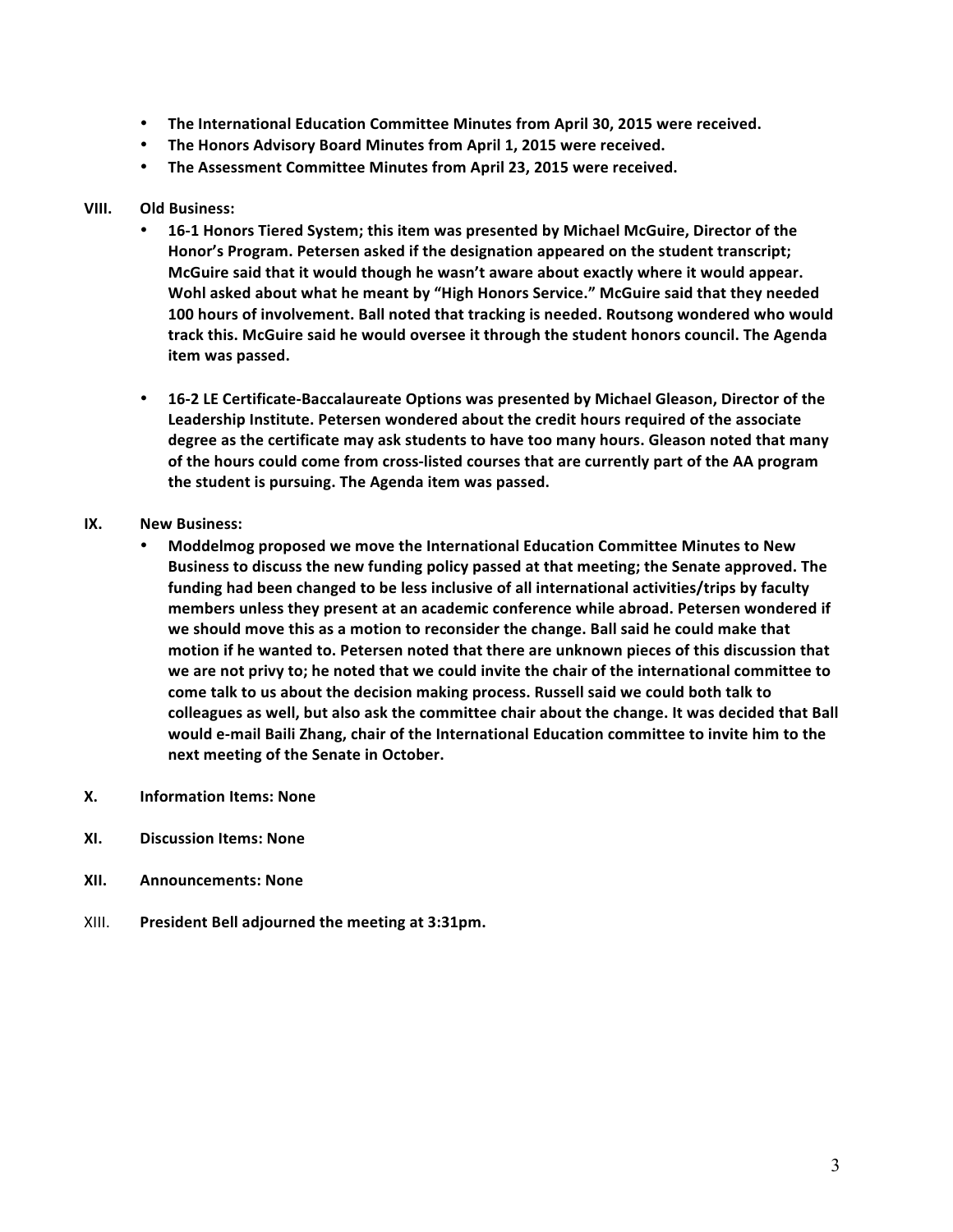- **The International Education Committee Minutes from April 30, 2015 were received.**
- **The Honors Advisory Board Minutes from April 1, 2015 were received.**
- **The Assessment Committee Minutes from April 23, 2015 were received.**

**VIII. Old Business:**

- **16-1 Honors Tiered System; this item was presented by Michael McGuire, Director of the Honor's Program. Petersen asked if the designation appeared on the student transcript; McGuire said that it would though he wasn't aware about exactly where it would appear. Wohl asked about what he meant by "High Honors Service." McGuire said that they needed 100 hours of involvement. Ball noted that tracking is needed. Routsong wondered who would track this. McGuire said he would oversee it through the student honors council. The Agenda item was passed.**

- **16-2 LE Certificate-Baccalaureate Options was presented by Michael Gleason, Director of the Leadership Institute. Petersen wondered about the credit hours required of the associate degree as the certificate may ask students to have too many hours. Gleason noted that many of the hours could come from cross-listed courses that are currently part of the AA program the student is pursuing. The Agenda item was passed.**

**IX. New Business:**

- **Moddelmog proposed we move the International Education Committee Minutes to New Business to discuss the new funding policy passed at that meeting; the Senate approved. The funding had been changed to be less inclusive of all international activities/trips by faculty members unless they present at an academic conference while abroad. Petersen wondered if we should move this as a motion to reconsider the change. Ball said he could make that motion if he wanted to. Petersen noted that there are unknown pieces of this discussion that we are not privy to; he noted that we could invite the chair of the international committee to come talk to us about the decision making process. Russell said we could both talk to colleagues as well, but also ask the committee chair about the change. It was decided that Ball would e-mail Baili Zhang, chair of the International Education committee to invite him to the next meeting of the Senate in October.**

**X. Information Items: None**

**XI. Discussion Items: None**

**XII. Announcements: None**

XIII. **President Bell adjourned the meeting at 3:31pm.**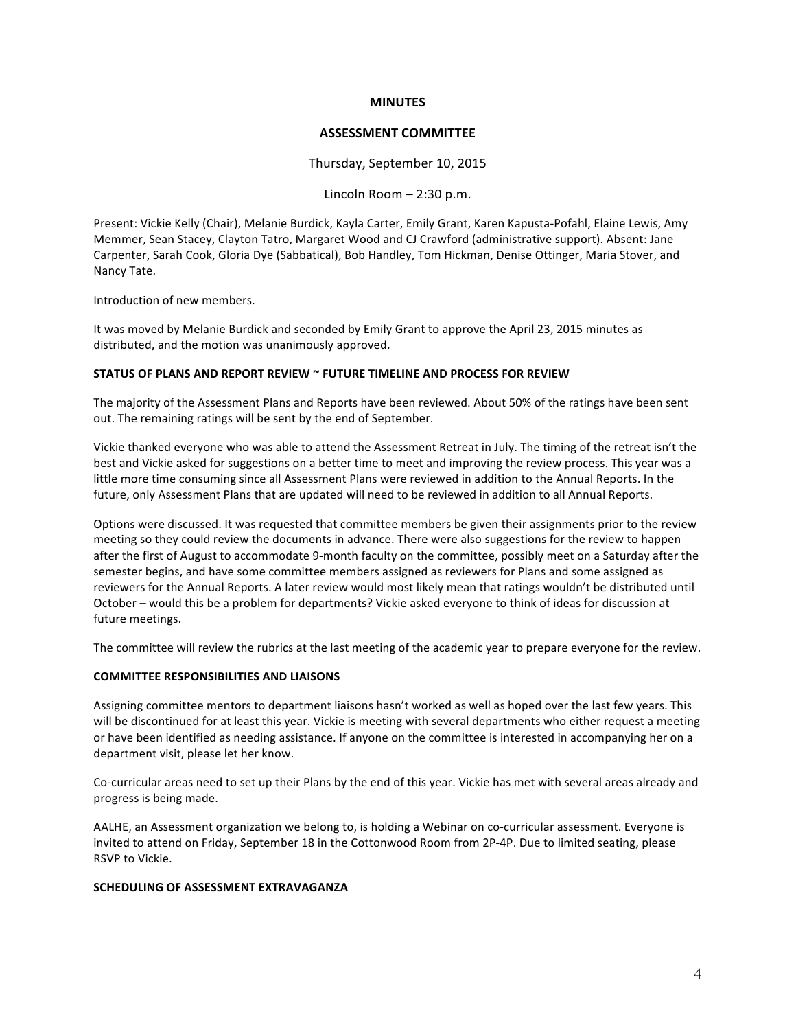**MINUTES**

**ASSESSMENT COMMITTEE**

Thursday, September 10, 2015

Lincoln Room – 2:30 p.m.

Present: Vickie Kelly (Chair), Melanie Burdick, Kayla Carter, Emily Grant, Karen Kapusta-Pofahl, Elaine Lewis, Amy Memmer, Sean Stacey, Clayton Tatro, Margaret Wood and CJ Crawford (administrative support). Absent: Jane Carpenter, Sarah Cook, Gloria Dye (Sabbatical), Bob Handley, Tom Hickman, Denise Ottinger, Maria Stover, and Nancy Tate.

Introduction of new members.

It was moved by Melanie Burdick and seconded by Emily Grant to approve the April 23, 2015 minutes as distributed, and the motion was unanimously approved.

**STATUS OF PLANS AND REPORT REVIEW ~ FUTURE TIMELINE AND PROCESS FOR REVIEW**

The majority of the Assessment Plans and Reports have been reviewed. About 50% of the ratings have been sent out. The remaining ratings will be sent by the end of September.

Vickie thanked everyone who was able to attend the Assessment Retreat in July. The timing of the retreat isn't the best and Vickie asked for suggestions on a better time to meet and improving the review process. This year was a little more time consuming since all Assessment Plans were reviewed in addition to the Annual Reports. In the future, only Assessment Plans that are updated will need to be reviewed in addition to all Annual Reports.

Options were discussed. It was requested that committee members be given their assignments prior to the review meeting so they could review the documents in advance. There were also suggestions for the review to happen after the first of August to accommodate 9-month faculty on the committee, possibly meet on a Saturday after the semester begins, and have some committee members assigned as reviewers for Plans and some assigned as reviewers for the Annual Reports. A later review would most likely mean that ratings wouldn't be distributed until October – would this be a problem for departments? Vickie asked everyone to think of ideas for discussion at future meetings.

The committee will review the rubrics at the last meeting of the academic year to prepare everyone for the review.

**COMMITTEE RESPONSIBILITIES AND LIAISONS**

Assigning committee mentors to department liaisons hasn't worked as well as hoped over the last few years. This will be discontinued for at least this year. Vickie is meeting with several departments who either request a meeting or have been identified as needing assistance. If anyone on the committee is interested in accompanying her on a department visit, please let her know.

Co-curricular areas need to set up their Plans by the end of this year. Vickie has met with several areas already and progress is being made.

AALHE, an Assessment organization we belong to, is holding a Webinar on co-curricular assessment. Everyone is invited to attend on Friday, September 18 in the Cottonwood Room from 2P-4P. Due to limited seating, please RSVP to Vickie.

**SCHEDULING OF ASSESSMENT EXTRAVAGANZA**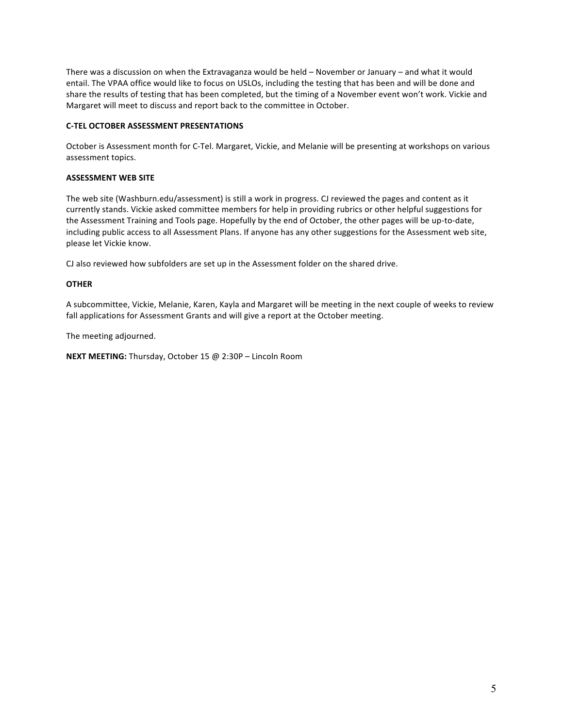There was a discussion on when the Extravaganza would be held – November or January – and what it would entail. The VPAA office would like to focus on USLOs, including the testing that has been and will be done and share the results of testing that has been completed, but the timing of a November event won't work. Vickie and Margaret will meet to discuss and report back to the committee in October.

**C-TEL OCTOBER ASSESSMENT PRESENTATIONS**

October is Assessment month for C-Tel. Margaret, Vickie, and Melanie will be presenting at workshops on various assessment topics.

**ASSESSMENT WEB SITE**

The web site (Washburn.edu/assessment) is still a work in progress. CJ reviewed the pages and content as it currently stands. Vickie asked committee members for help in providing rubrics or other helpful suggestions for the Assessment Training and Tools page. Hopefully by the end of October, the other pages will be up-to-date, including public access to all Assessment Plans. If anyone has any other suggestions for the Assessment web site, please let Vickie know.

CJ also reviewed how subfolders are set up in the Assessment folder on the shared drive.

**OTHER**

A subcommittee, Vickie, Melanie, Karen, Kayla and Margaret will be meeting in the next couple of weeks to review fall applications for Assessment Grants and will give a report at the October meeting.

The meeting adjourned.

**NEXT MEETING:** Thursday, October 15 @ 2:30P – Lincoln Room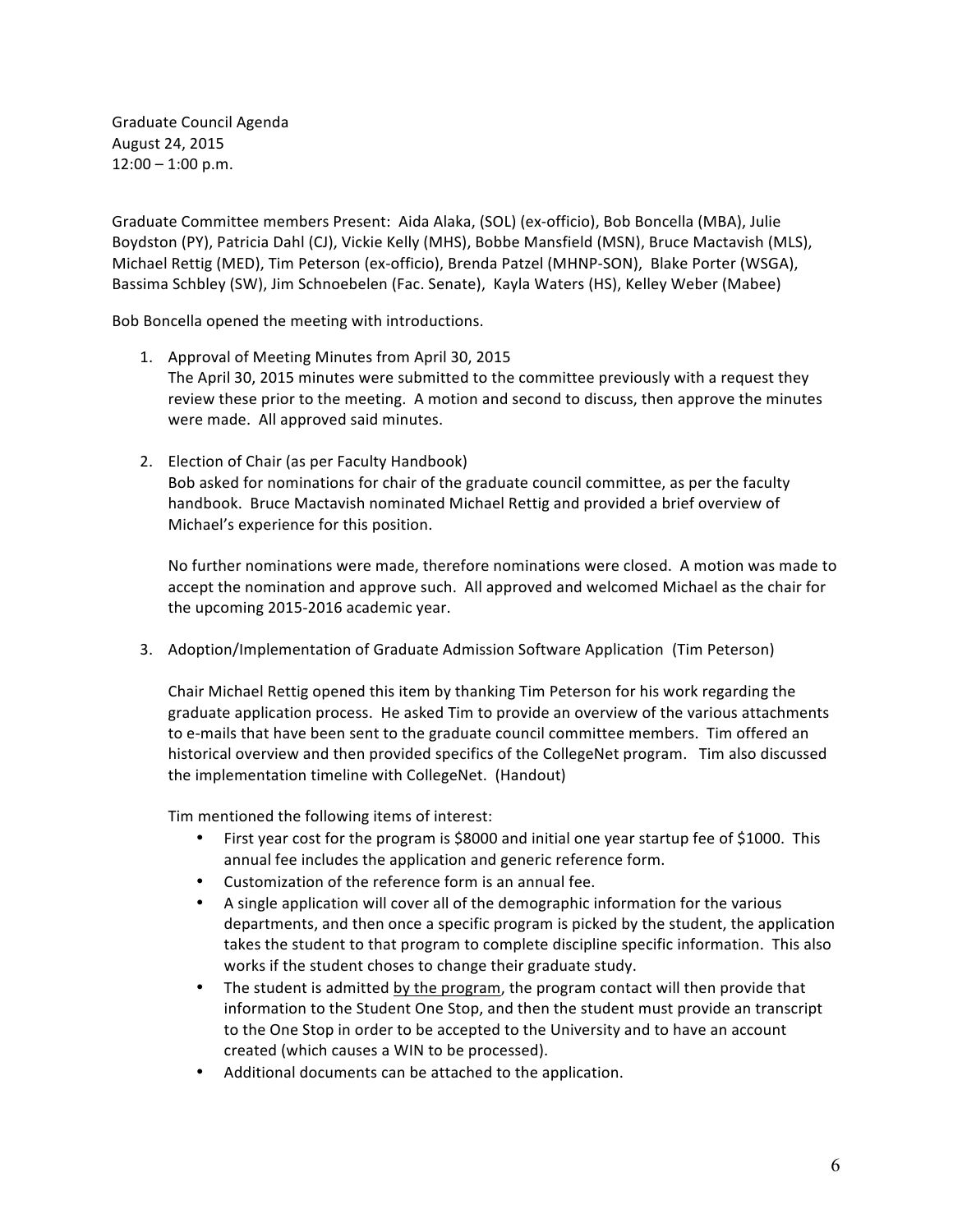Graduate Council Agenda
August 24, 2015
12:00 – 1:00 p.m.

Graduate Committee members Present: Aida Alaka, (SOL) (ex-officio), Bob Boncella (MBA), Julie Boydston (PY), Patricia Dahl (CJ), Vickie Kelly (MHS), Bobbe Mansfield (MSN), Bruce Mactavish (MLS), Michael Rettig (MED), Tim Peterson (ex-officio), Brenda Patzel (MHNP-SON), Blake Porter (WSGA), Bassima Schbley (SW), Jim Schnoebelen (Fac. Senate), Kayla Waters (HS), Kelley Weber (Mabee)

Bob Boncella opened the meeting with introductions.

1. Approval of Meeting Minutes from April 30, 2015
   The April 30, 2015 minutes were submitted to the committee previously with a request they review these prior to the meeting. A motion and second to discuss, then approve the minutes were made. All approved said minutes.

2. Election of Chair (as per Faculty Handbook)
   Bob asked for nominations for chair of the graduate council committee, as per the faculty handbook. Bruce Mactavish nominated Michael Rettig and provided a brief overview of Michael's experience for this position.

   No further nominations were made, therefore nominations were closed. A motion was made to accept the nomination and approve such. All approved and welcomed Michael as the chair for the upcoming 2015-2016 academic year.

3. Adoption/Implementation of Graduate Admission Software Application (Tim Peterson)

   Chair Michael Rettig opened this item by thanking Tim Peterson for his work regarding the graduate application process. He asked Tim to provide an overview of the various attachments to e-mails that have been sent to the graduate council committee members. Tim offered an historical overview and then provided specifics of the CollegeNet program. Tim also discussed the implementation timeline with CollegeNet. (Handout)

   Tim mentioned the following items of interest:
   - First year cost for the program is $8000 and initial one year startup fee of $1000. This annual fee includes the application and generic reference form.
   - Customization of the reference form is an annual fee.
   - A single application will cover all of the demographic information for the various departments, and then once a specific program is picked by the student, the application takes the student to that program to complete discipline specific information. This also works if the student choses to change their graduate study.
   - The student is admitted <u>by the program</u>, the program contact will then provide that information to the Student One Stop, and then the student must provide an transcript to the One Stop in order to be accepted to the University and to have an account created (which causes a WIN to be processed).
   - Additional documents can be attached to the application.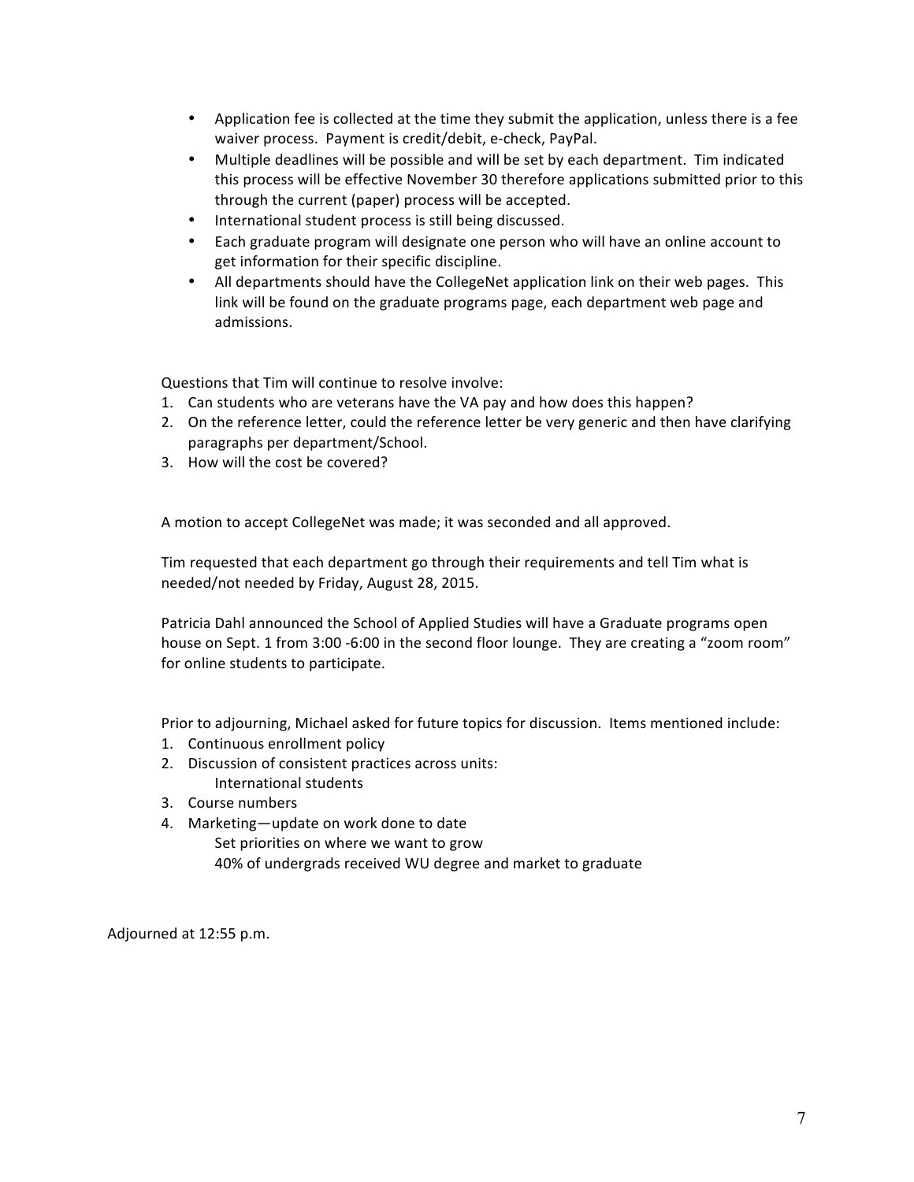- Application fee is collected at the time they submit the application, unless there is a fee waiver process. Payment is credit/debit, e-check, PayPal.
- Multiple deadlines will be possible and will be set by each department. Tim indicated this process will be effective November 30 therefore applications submitted prior to this through the current (paper) process will be accepted.
- International student process is still being discussed.
- Each graduate program will designate one person who will have an online account to get information for their specific discipline.
- All departments should have the CollegeNet application link on their web pages. This link will be found on the graduate programs page, each department web page and admissions.

Questions that Tim will continue to resolve involve:

1. Can students who are veterans have the VA pay and how does this happen?
2. On the reference letter, could the reference letter be very generic and then have clarifying paragraphs per department/School.
3. How will the cost be covered?

A motion to accept CollegeNet was made; it was seconded and all approved.

Tim requested that each department go through their requirements and tell Tim what is needed/not needed by Friday, August 28, 2015.

Patricia Dahl announced the School of Applied Studies will have a Graduate programs open house on Sept. 1 from 3:00 -6:00 in the second floor lounge. They are creating a "zoom room" for online students to participate.

Prior to adjourning, Michael asked for future topics for discussion. Items mentioned include:

1. Continuous enrollment policy
2. Discussion of consistent practices across units:
   International students
3. Course numbers
4. Marketing—update on work done to date
   Set priorities on where we want to grow
   40% of undergrads received WU degree and market to graduate

Adjourned at 12:55 p.m.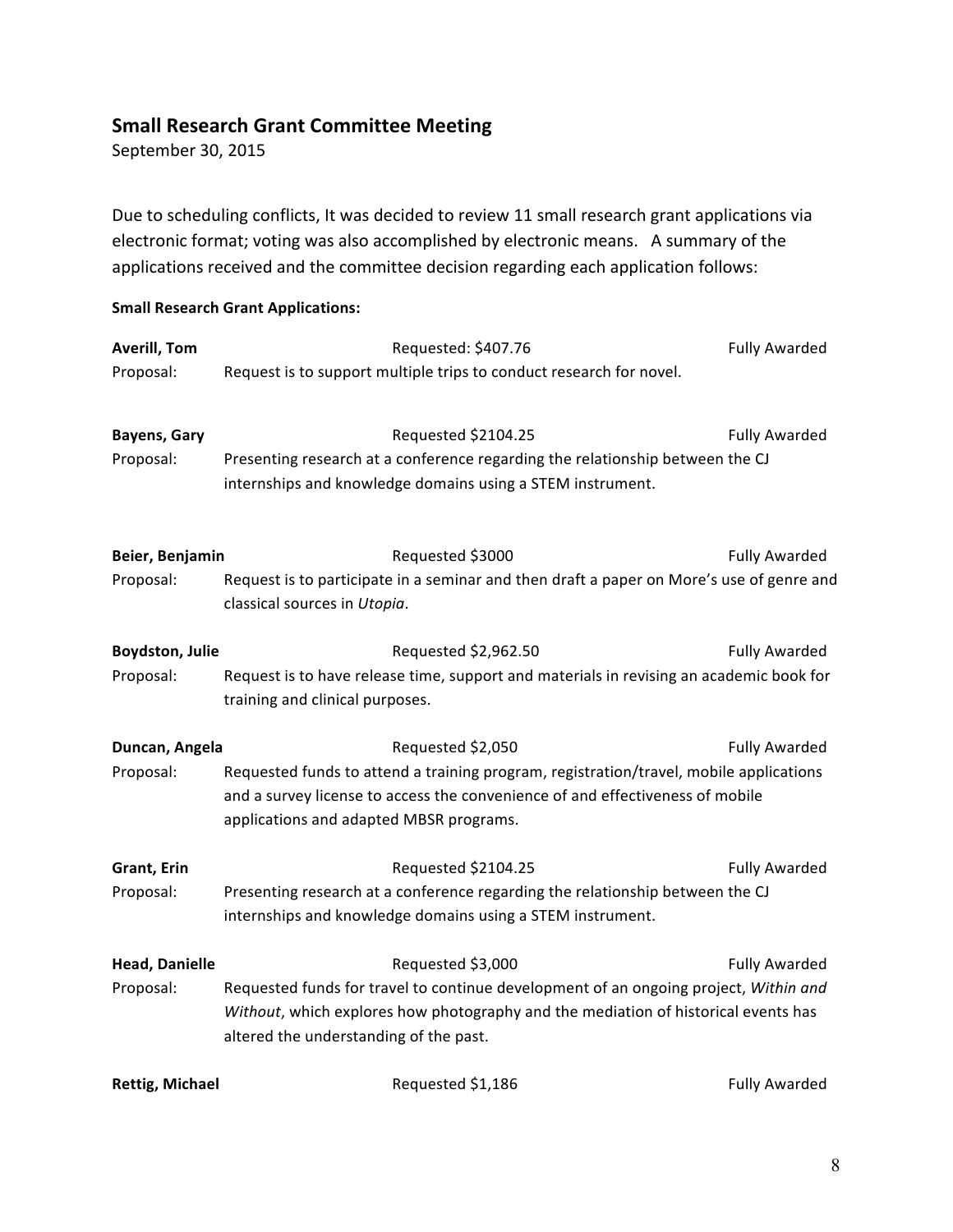## Small Research Grant Committee Meeting

September 30, 2015

Due to scheduling conflicts, It was decided to review 11 small research grant applications via electronic format; voting was also accomplished by electronic means. A summary of the applications received and the committee decision regarding each application follows:

**Small Research Grant Applications:**

**Averill, Tom** — Requested: $407.76 — Fully Awarded

Proposal: Request is to support multiple trips to conduct research for novel.

**Bayens, Gary** — Requested $2104.25 — Fully Awarded

Proposal: Presenting research at a conference regarding the relationship between the CJ internships and knowledge domains using a STEM instrument.

**Beier, Benjamin** — Requested $3000 — Fully Awarded

Proposal: Request is to participate in a seminar and then draft a paper on More's use of genre and classical sources in *Utopia*.

**Boydston, Julie** — Requested $2,962.50 — Fully Awarded

Proposal: Request is to have release time, support and materials in revising an academic book for training and clinical purposes.

**Duncan, Angela** — Requested $2,050 — Fully Awarded

Proposal: Requested funds to attend a training program, registration/travel, mobile applications and a survey license to access the convenience of and effectiveness of mobile applications and adapted MBSR programs.

**Grant, Erin** — Requested $2104.25 — Fully Awarded

Proposal: Presenting research at a conference regarding the relationship between the CJ internships and knowledge domains using a STEM instrument.

**Head, Danielle** — Requested $3,000 — Fully Awarded

Proposal: Requested funds for travel to continue development of an ongoing project, *Within and Without*, which explores how photography and the mediation of historical events has altered the understanding of the past.

**Rettig, Michael** — Requested $1,186 — Fully Awarded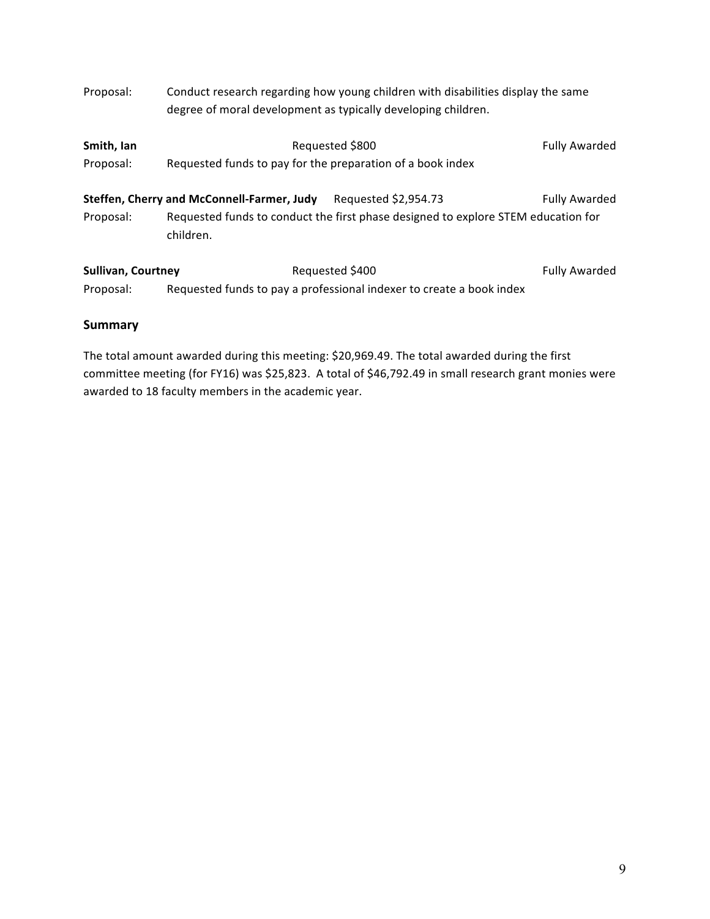Proposal: Conduct research regarding how young children with disabilities display the same degree of moral development as typically developing children.

**Smith, Ian** Requested $800 Fully Awarded

Proposal: Requested funds to pay for the preparation of a book index

**Steffen, Cherry and McConnell-Farmer, Judy** Requested $2,954.73 Fully Awarded

Proposal: Requested funds to conduct the first phase designed to explore STEM education for children.

**Sullivan, Courtney** Requested $400 Fully Awarded

Proposal: Requested funds to pay a professional indexer to create a book index

## Summary

The total amount awarded during this meeting: $20,969.49. The total awarded during the first committee meeting (for FY16) was $25,823. A total of $46,792.49 in small research grant monies were awarded to 18 faculty members in the academic year.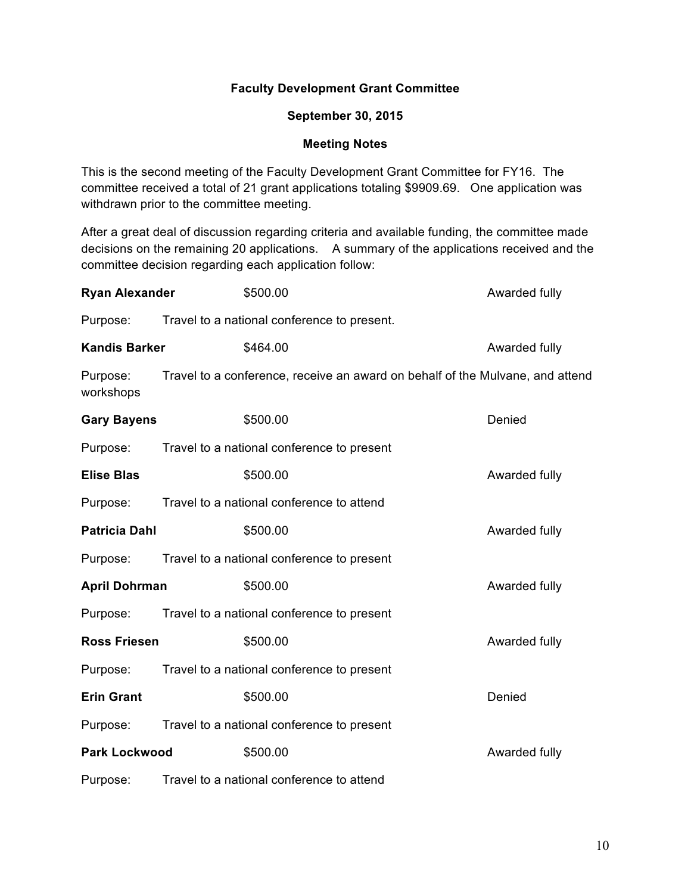**Faculty Development Grant Committee**

**September 30, 2015**

**Meeting Notes**

This is the second meeting of the Faculty Development Grant Committee for FY16. The committee received a total of 21 grant applications totaling $9909.69. One application was withdrawn prior to the committee meeting.

After a great deal of discussion regarding criteria and available funding, the committee made decisions on the remaining 20 applications. A summary of the applications received and the committee decision regarding each application follow:

**Ryan Alexander** $500.00 Awarded fully

Purpose: Travel to a national conference to present.

**Kandis Barker** $464.00 Awarded fully

Purpose: Travel to a conference, receive an award on behalf of the Mulvane, and attend workshops

**Gary Bayens** $500.00 Denied

Purpose: Travel to a national conference to present

**Elise Blas** $500.00 Awarded fully

Purpose: Travel to a national conference to attend

**Patricia Dahl** $500.00 Awarded fully

Purpose: Travel to a national conference to present

**April Dohrman** $500.00 Awarded fully

Purpose: Travel to a national conference to present

**Ross Friesen** $500.00 Awarded fully

Purpose: Travel to a national conference to present

**Erin Grant** $500.00 Denied

Purpose: Travel to a national conference to present

**Park Lockwood** $500.00 Awarded fully

Purpose: Travel to a national conference to attend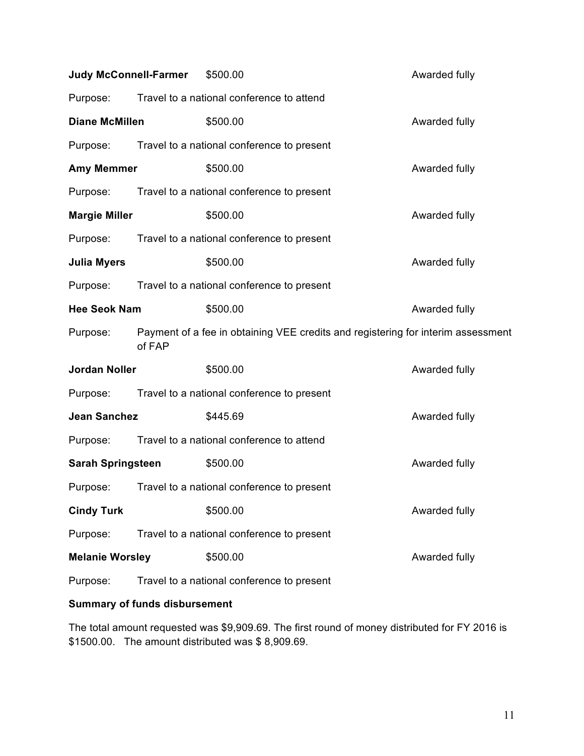**Judy McConnell-Farmer** $500.00 Awarded fully

Purpose: Travel to a national conference to attend

**Diane McMillen** $500.00 Awarded fully

Purpose: Travel to a national conference to present

**Amy Memmer** $500.00 Awarded fully

Purpose: Travel to a national conference to present

**Margie Miller** $500.00 Awarded fully

Purpose: Travel to a national conference to present

**Julia Myers** $500.00 Awarded fully

Purpose: Travel to a national conference to present

**Hee Seok Nam** $500.00 Awarded fully

Purpose: Payment of a fee in obtaining VEE credits and registering for interim assessment of FAP

**Jordan Noller** $500.00 Awarded fully

Purpose: Travel to a national conference to present

**Jean Sanchez** $445.69 Awarded fully

Purpose: Travel to a national conference to attend

**Sarah Springsteen** $500.00 Awarded fully

Purpose: Travel to a national conference to present

**Cindy Turk** $500.00 Awarded fully

Purpose: Travel to a national conference to present

**Melanie Worsley** $500.00 Awarded fully

Purpose: Travel to a national conference to present

**Summary of funds disbursement**

The total amount requested was $9,909.69. The first round of money distributed for FY 2016 is $1500.00. The amount distributed was $ 8,909.69.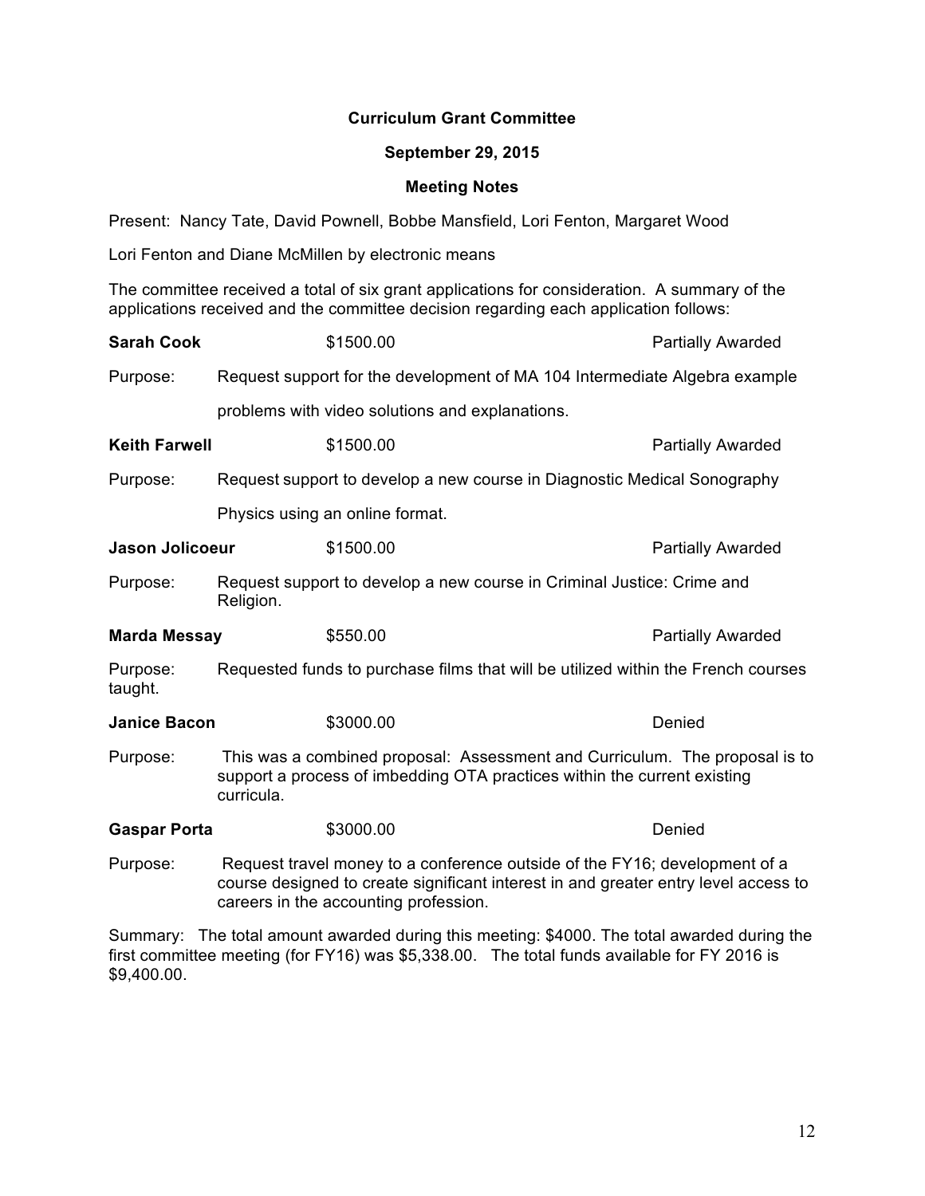**Curriculum Grant Committee**

**September 29, 2015**

**Meeting Notes**

Present: Nancy Tate, David Pownell, Bobbe Mansfield, Lori Fenton, Margaret Wood

Lori Fenton and Diane McMillen by electronic means

The committee received a total of six grant applications for consideration. A summary of the applications received and the committee decision regarding each application follows:

**Sarah Cook** $1500.00 Partially Awarded

Purpose: Request support for the development of MA 104 Intermediate Algebra example problems with video solutions and explanations.

**Keith Farwell** $1500.00 Partially Awarded

Purpose: Request support to develop a new course in Diagnostic Medical Sonography Physics using an online format.

**Jason Jolicoeur** $1500.00 Partially Awarded

Purpose: Request support to develop a new course in Criminal Justice: Crime and Religion.

**Marda Messay** $550.00 Partially Awarded

Purpose: Requested funds to purchase films that will be utilized within the French courses taught.

**Janice Bacon** $3000.00 Denied

Purpose: This was a combined proposal: Assessment and Curriculum. The proposal is to support a process of imbedding OTA practices within the current existing curricula.

**Gaspar Porta** $3000.00 Denied

Purpose: Request travel money to a conference outside of the FY16; development of a course designed to create significant interest in and greater entry level access to careers in the accounting profession.

Summary: The total amount awarded during this meeting: $4000. The total awarded during the first committee meeting (for FY16) was $5,338.00. The total funds available for FY 2016 is $9,400.00.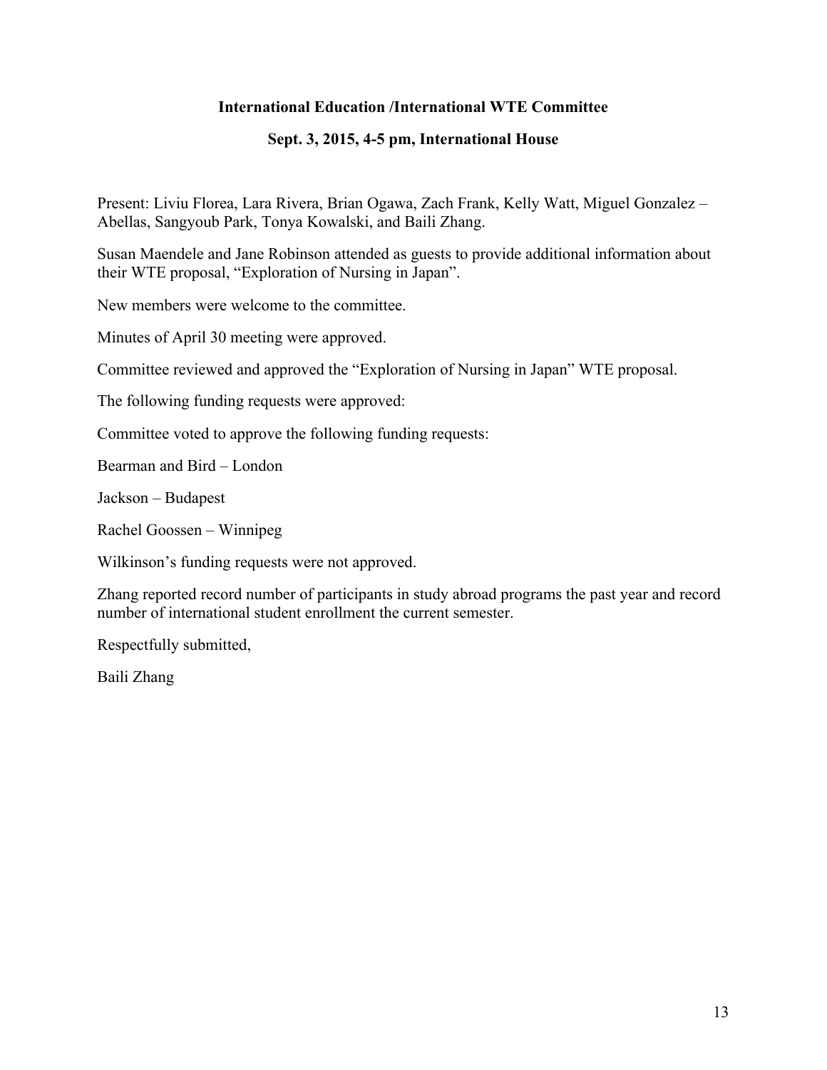**International Education /International WTE Committee**

**Sept. 3, 2015, 4-5 pm, International House**

Present: Liviu Florea, Lara Rivera, Brian Ogawa, Zach Frank, Kelly Watt, Miguel Gonzalez – Abellas, Sangyoub Park, Tonya Kowalski, and Baili Zhang.

Susan Maendele and Jane Robinson attended as guests to provide additional information about their WTE proposal, "Exploration of Nursing in Japan".

New members were welcome to the committee.

Minutes of April 30 meeting were approved.

Committee reviewed and approved the "Exploration of Nursing in Japan" WTE proposal.

The following funding requests were approved:

Committee voted to approve the following funding requests:

Bearman and Bird – London

Jackson – Budapest

Rachel Goossen – Winnipeg

Wilkinson's funding requests were not approved.

Zhang reported record number of participants in study abroad programs the past year and record number of international student enrollment the current semester.

Respectfully submitted,

Baili Zhang